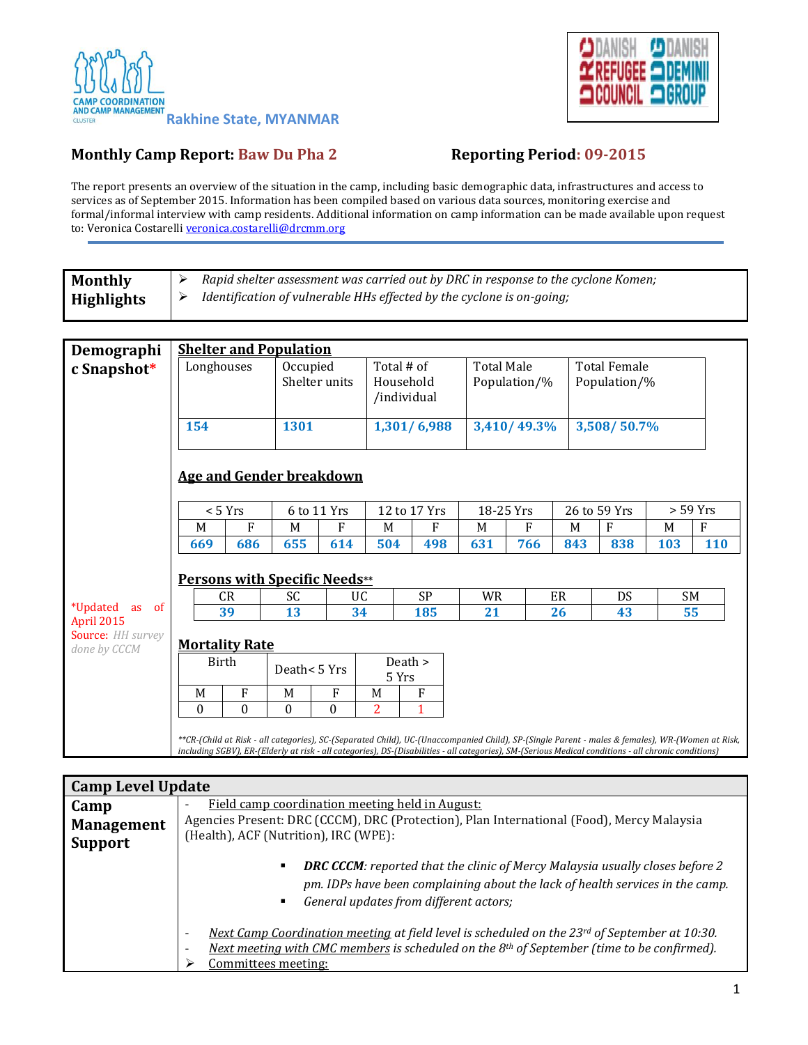CAMP COORDINATION AND CAMP MANAGEMENT CLUSTER — Rakhine State, MYANMAR

DANISH REFUGEE COUNCIL / DANISH DEMINING GROUP

**Monthly Camp Report: Baw Du Pha 2** **Reporting Period: 09-2015**

The report presents an overview of the situation in the camp, including basic demographic data, infrastructures and access to services as of September 2015. Information has been compiled based on various data sources, monitoring exercise and formal/informal interview with camp residents. Additional information on camp information can be made available upon request to: Veronica Costarelli veronica.costarelli@drcmm.org

| **Monthly Highlights** | ➢ *Rapid shelter assessment was carried out by DRC in response to the cyclone Komen;* <br> ➢ *Identification of vulnerable HHs effected by the cyclone is on-going;* |
|---|---|

## Demographic Snapshot*

*Updated as of April 2015
Source: *HH survey done by CCCM*

### Shelter and Population

| Longhouses | Occupied Shelter units | Total # of Household /individual | Total Male Population/% | Total Female Population/% |
|---|---|---|---|---|
| **154** | **1301** | **1,301/ 6,988** | **3,410/ 49.3%** | **3,508/ 50.7%** |

### Age and Gender breakdown

| < 5 Yrs | | 6 to 11 Yrs | | 12 to 17 Yrs | | 18-25 Yrs | | 26 to 59 Yrs | | > 59 Yrs | |
|---|---|---|---|---|---|---|---|---|---|---|---|
| M | F | M | F | M | F | M | F | M | F | M | F |
| **669** | **686** | **655** | **614** | **504** | **498** | **631** | **766** | **843** | **838** | **103** | **110** |

### Persons with Specific Needs**

| CR | SC | UC | SP | WR | ER | DS | SM |
|---|---|---|---|---|---|---|---|
| **39** | **13** | **34** | **185** | **21** | **26** | **43** | **55** |

### Mortality Rate

| Birth | | Death< 5 Yrs | | Death > 5 Yrs | |
|---|---|---|---|---|---|
| M | F | M | F | M | F |
| 0 | 0 | 0 | 0 | 2 | 1 |

*\*\*CR-(Child at Risk - all categories), SC-(Separated Child), UC-(Unaccompanied Child), SP-(Single Parent - males & females), WR-(Women at Risk, including SGBV), ER-(Elderly at risk - all categories), DS-(Disabilities - all categories), SM-(Serious Medical conditions - all chronic conditions)*

## Camp Level Update

### Camp Management Support

- Field camp coordination meeting held in August:

Agencies Present: DRC (CCCM), DRC (Protection), Plan International (Food), Mercy Malaysia (Health), ACF (Nutrition), IRC (WPE):

- ***DRC CCCM****: reported that the clinic of Mercy Malaysia usually closes before 2 pm. IDPs have been complaining about the lack of health services in the camp.*
- *General updates from different actors;*

- *Next Camp Coordination meeting at field level is scheduled on the 23rd of September at 10:30.*
- *Next meeting with CMC members is scheduled on the 8th of September (time to be confirmed).*

➢ Committees meeting: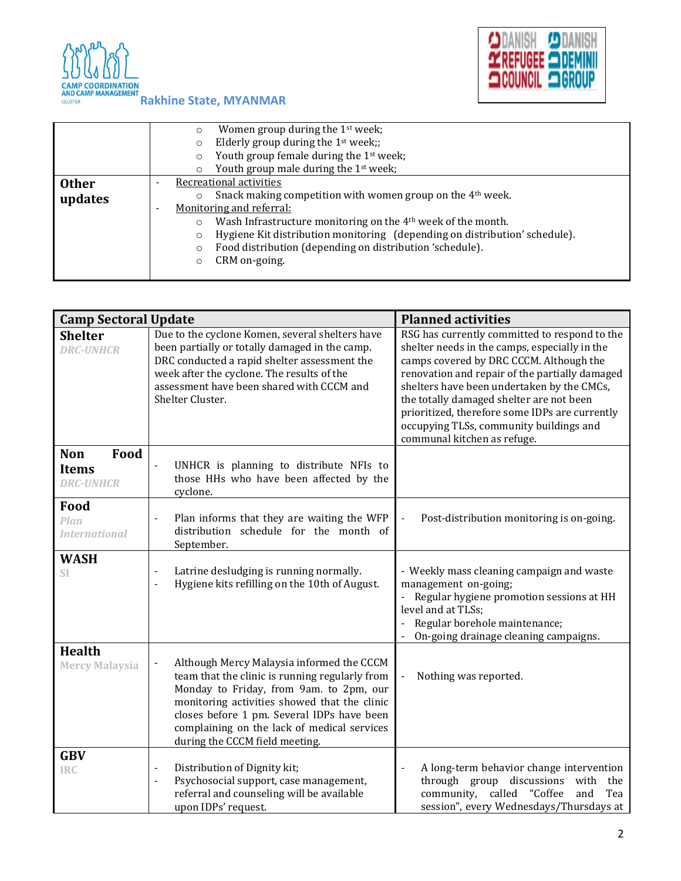| | |
|---|---|
| | ○ Women group during the 1st week;<br>○ Elderly group during the 1st week;;<br>○ Youth group female during the 1st week;<br>○ Youth group male during the 1st week; |
| **Other updates** | - Recreational activities<br>○ Snack making competition with women group on the 4th week.<br>- Monitoring and referral:<br>○ Wash Infrastructure monitoring on the 4th week of the month.<br>○ Hygiene Kit distribution monitoring (depending on distribution' schedule).<br>○ Food distribution (depending on distribution 'schedule).<br>○ CRM on-going. |

| **Camp Sectoral Update** | | **Planned activities** |
|---|---|---|
| **Shelter**<br>*DRC-UNHCR* | Due to the cyclone Komen, several shelters have been partially or totally damaged in the camp. DRC conducted a rapid shelter assessment the week after the cyclone. The results of the assessment have been shared with CCCM and Shelter Cluster. | RSG has currently committed to respond to the shelter needs in the camps, especially in the camps covered by DRC CCCM. Although the renovation and repair of the partially damaged shelters have been undertaken by the CMCs, the totally damaged shelter are not been prioritized, therefore some IDPs are currently occupying TLSs, community buildings and communal kitchen as refuge. |
| **Non Food Items**<br>*DRC-UNHCR* | - UNHCR is planning to distribute NFIs to those HHs who have been affected by the cyclone. | |
| **Food**<br>*Plan International* | - Plan informs that they are waiting the WFP distribution schedule for the month of September. | - Post-distribution monitoring is on-going. |
| **WASH**<br>*SI* | - Latrine desludging is running normally.<br>- Hygiene kits refilling on the 10th of August. | - Weekly mass cleaning campaign and waste management on-going;<br>- Regular hygiene promotion sessions at HH level and at TLSs;<br>- Regular borehole maintenance;<br>- On-going drainage cleaning campaigns. |
| **Health**<br>*Mercy Malaysia* | - Although Mercy Malaysia informed the CCCM team that the clinic is running regularly from Monday to Friday, from 9am. to 2pm, our monitoring activities showed that the clinic closes before 1 pm. Several IDPs have been complaining on the lack of medical services during the CCCM field meeting. | - Nothing was reported. |
| **GBV**<br>*IRC* | - Distribution of Dignity kit;<br>- Psychosocial support, case management, referral and counseling will be available upon IDPs' request. | - A long-term behavior change intervention through group discussions with the community, called "Coffee and Tea session", every Wednesdays/Thursdays at |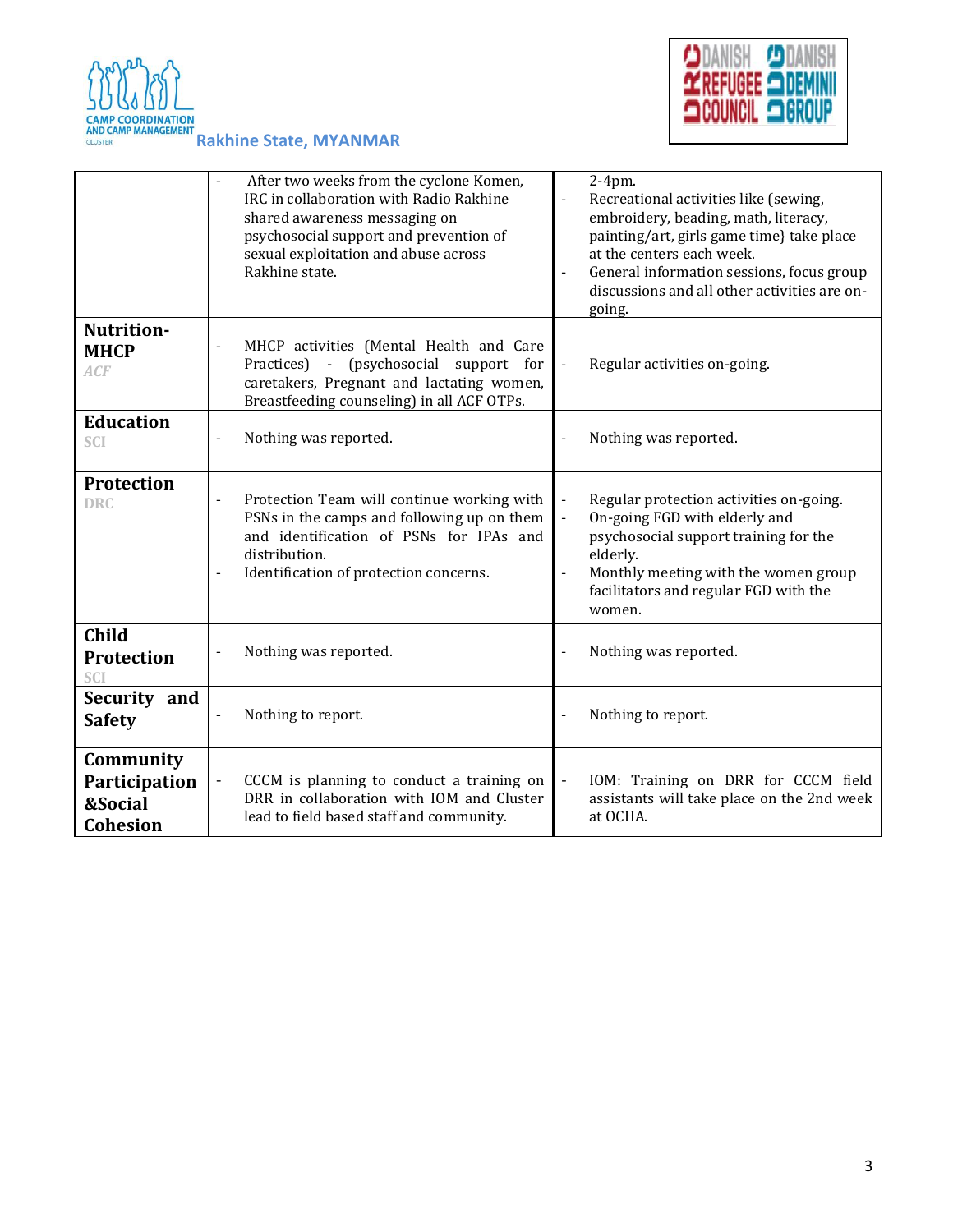Rakhine State, MYANMAR

| | | |
|---|---|---|
| | - After two weeks from the cyclone Komen, IRC in collaboration with Radio Rakhine shared awareness messaging on psychosocial support and prevention of sexual exploitation and abuse across Rakhine state. | 2-4pm.<br>- Recreational activities like (sewing, embroidery, beading, math, literacy, painting/art, girls game time} take place at the centers each week.<br>- General information sessions, focus group discussions and all other activities are on-going. |
| **Nutrition-MHCP**<br>*ACF* | - MHCP activities (Mental Health and Care Practices) - (psychosocial support for caretakers, Pregnant and lactating women, Breastfeeding counseling) in all ACF OTPs. | - Regular activities on-going. |
| **Education**<br>SCI | - Nothing was reported. | - Nothing was reported. |
| **Protection**<br>DRC | - Protection Team will continue working with PSNs in the camps and following up on them and identification of PSNs for IPAs and distribution.<br>- Identification of protection concerns. | - Regular protection activities on-going.<br>- On-going FGD with elderly and psychosocial support training for the elderly.<br>- Monthly meeting with the women group facilitators and regular FGD with the women. |
| **Child Protection**<br>SCI | - Nothing was reported. | - Nothing was reported. |
| **Security and Safety** | - Nothing to report. | - Nothing to report. |
| **Community Participation &Social Cohesion** | - CCCM is planning to conduct a training on DRR in collaboration with IOM and Cluster lead to field based staff and community. | - IOM: Training on DRR for CCCM field assistants will take place on the 2nd week at OCHA. |